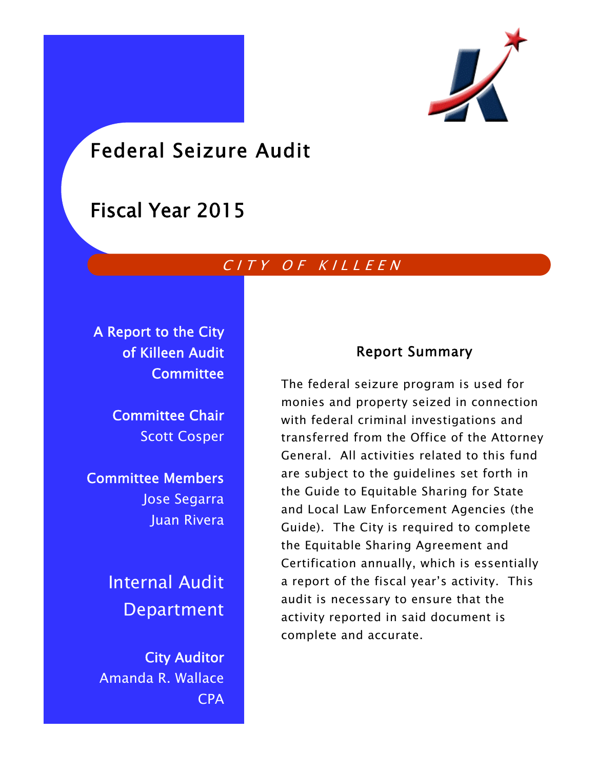# Federal Seizure Audit

# Fiscal Year 2015

*CITY OF KILLEEN*

**A Report to the City of Killeen Audit Committee**

**Committee Chair**
Scott Cosper

**Committee Members**
Jose Segarra
Juan Rivera

## Internal Audit Department

**City Auditor**
Amanda R. Wallace
CPA

### Report Summary

The federal seizure program is used for monies and property seized in connection with federal criminal investigations and transferred from the Office of the Attorney General. All activities related to this fund are subject to the guidelines set forth in the Guide to Equitable Sharing for State and Local Law Enforcement Agencies (the Guide). The City is required to complete the Equitable Sharing Agreement and Certification annually, which is essentially a report of the fiscal year's activity. This audit is necessary to ensure that the activity reported in said document is complete and accurate.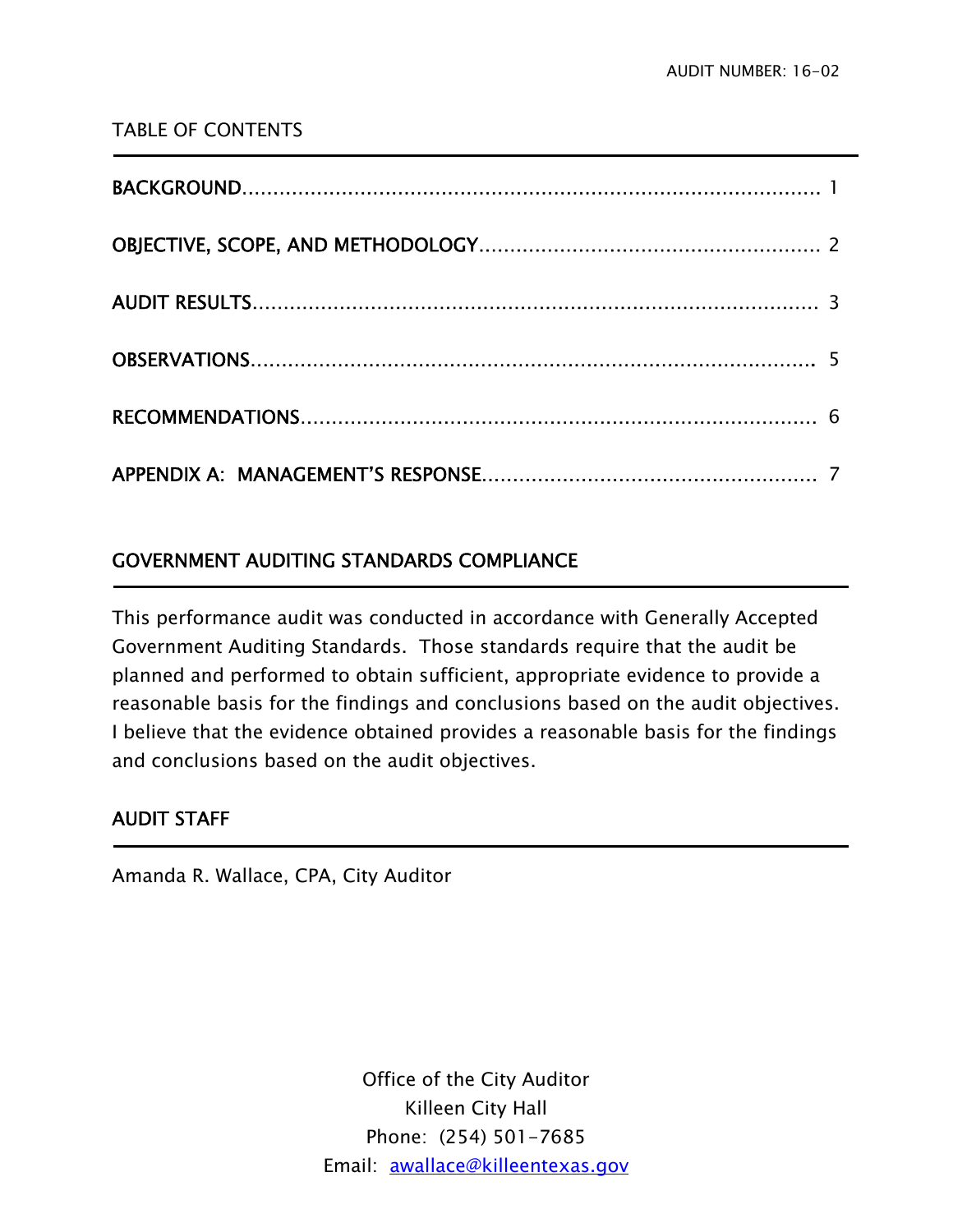AUDIT NUMBER: 16-02

## TABLE OF CONTENTS

| | |
|---|---|
| **BACKGROUND** | 1 |
| **OBJECTIVE, SCOPE, AND METHODOLOGY** | 2 |
| **AUDIT RESULTS** | 3 |
| **OBSERVATIONS** | 5 |
| **RECOMMENDATIONS** | 6 |
| **APPENDIX A: MANAGEMENT'S RESPONSE** | 7 |

## GOVERNMENT AUDITING STANDARDS COMPLIANCE

This performance audit was conducted in accordance with Generally Accepted Government Auditing Standards. Those standards require that the audit be planned and performed to obtain sufficient, appropriate evidence to provide a reasonable basis for the findings and conclusions based on the audit objectives. I believe that the evidence obtained provides a reasonable basis for the findings and conclusions based on the audit objectives.

## AUDIT STAFF

Amanda R. Wallace, CPA, City Auditor

Office of the City Auditor
Killeen City Hall
Phone: (254) 501-7685
Email: awallace@killeentexas.gov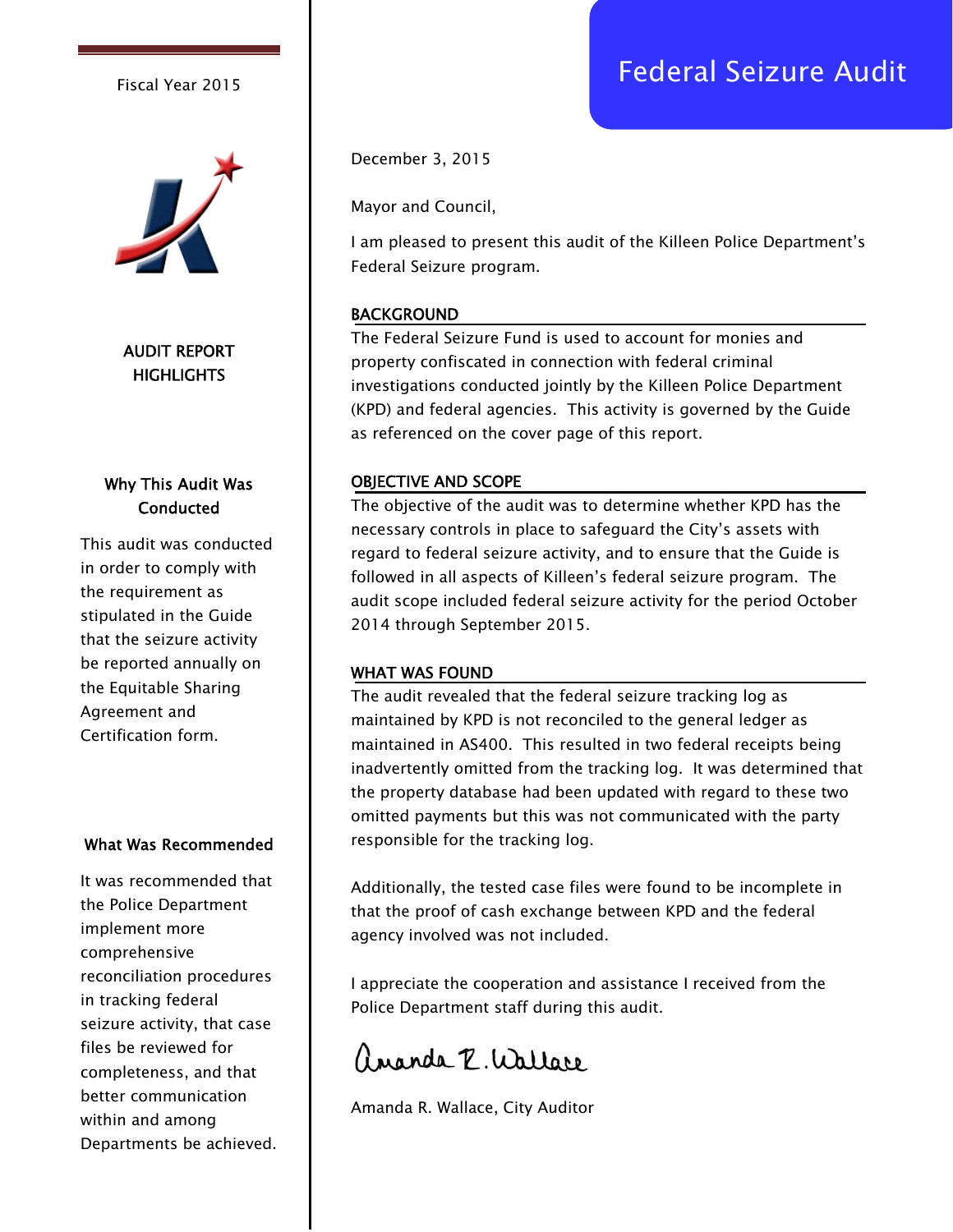# Federal Seizure Audit

Fiscal Year 2015

## AUDIT REPORT HIGHLIGHTS

### Why This Audit Was Conducted

This audit was conducted in order to comply with the requirement as stipulated in the Guide that the seizure activity be reported annually on the Equitable Sharing Agreement and Certification form.

### What Was Recommended

It was recommended that the Police Department implement more comprehensive reconciliation procedures in tracking federal seizure activity, that case files be reviewed for completeness, and that better communication within and among Departments be achieved.

---

December 3, 2015

Mayor and Council,

I am pleased to present this audit of the Killeen Police Department's Federal Seizure program.

### BACKGROUND

The Federal Seizure Fund is used to account for monies and property confiscated in connection with federal criminal investigations conducted jointly by the Killeen Police Department (KPD) and federal agencies. This activity is governed by the Guide as referenced on the cover page of this report.

### OBJECTIVE AND SCOPE

The objective of the audit was to determine whether KPD has the necessary controls in place to safeguard the City's assets with regard to federal seizure activity, and to ensure that the Guide is followed in all aspects of Killeen's federal seizure program. The audit scope included federal seizure activity for the period October 2014 through September 2015.

### WHAT WAS FOUND

The audit revealed that the federal seizure tracking log as maintained by KPD is not reconciled to the general ledger as maintained in AS400. This resulted in two federal receipts being inadvertently omitted from the tracking log. It was determined that the property database had been updated with regard to these two omitted payments but this was not communicated with the party responsible for the tracking log.

Additionally, the tested case files were found to be incomplete in that the proof of cash exchange between KPD and the federal agency involved was not included.

I appreciate the cooperation and assistance I received from the Police Department staff during this audit.

Amanda R. Wallace

Amanda R. Wallace, City Auditor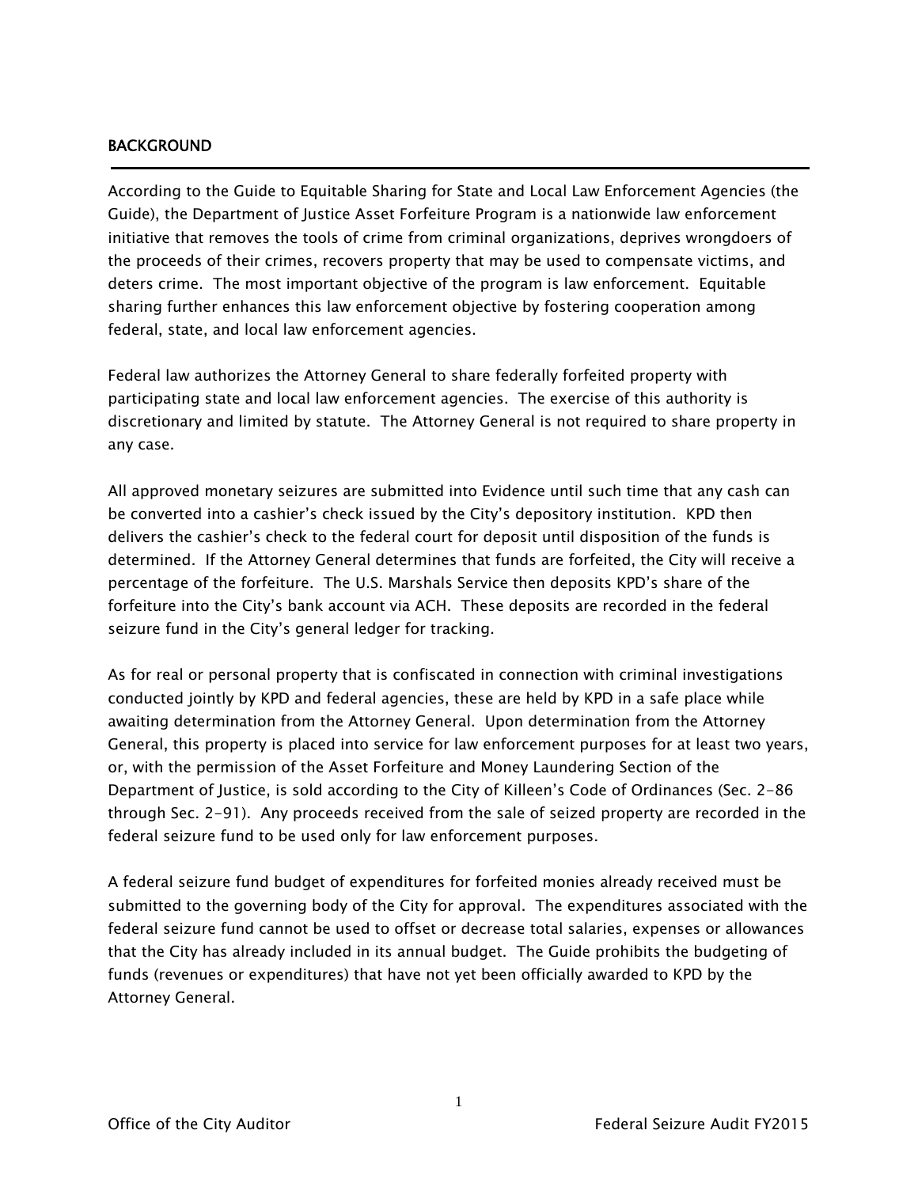## BACKGROUND

According to the Guide to Equitable Sharing for State and Local Law Enforcement Agencies (the Guide), the Department of Justice Asset Forfeiture Program is a nationwide law enforcement initiative that removes the tools of crime from criminal organizations, deprives wrongdoers of the proceeds of their crimes, recovers property that may be used to compensate victims, and deters crime. The most important objective of the program is law enforcement. Equitable sharing further enhances this law enforcement objective by fostering cooperation among federal, state, and local law enforcement agencies.

Federal law authorizes the Attorney General to share federally forfeited property with participating state and local law enforcement agencies. The exercise of this authority is discretionary and limited by statute. The Attorney General is not required to share property in any case.

All approved monetary seizures are submitted into Evidence until such time that any cash can be converted into a cashier's check issued by the City's depository institution. KPD then delivers the cashier's check to the federal court for deposit until disposition of the funds is determined. If the Attorney General determines that funds are forfeited, the City will receive a percentage of the forfeiture. The U.S. Marshals Service then deposits KPD's share of the forfeiture into the City's bank account via ACH. These deposits are recorded in the federal seizure fund in the City's general ledger for tracking.

As for real or personal property that is confiscated in connection with criminal investigations conducted jointly by KPD and federal agencies, these are held by KPD in a safe place while awaiting determination from the Attorney General. Upon determination from the Attorney General, this property is placed into service for law enforcement purposes for at least two years, or, with the permission of the Asset Forfeiture and Money Laundering Section of the Department of Justice, is sold according to the City of Killeen's Code of Ordinances (Sec. 2-86 through Sec. 2-91). Any proceeds received from the sale of seized property are recorded in the federal seizure fund to be used only for law enforcement purposes.

A federal seizure fund budget of expenditures for forfeited monies already received must be submitted to the governing body of the City for approval. The expenditures associated with the federal seizure fund cannot be used to offset or decrease total salaries, expenses or allowances that the City has already included in its annual budget. The Guide prohibits the budgeting of funds (revenues or expenditures) that have not yet been officially awarded to KPD by the Attorney General.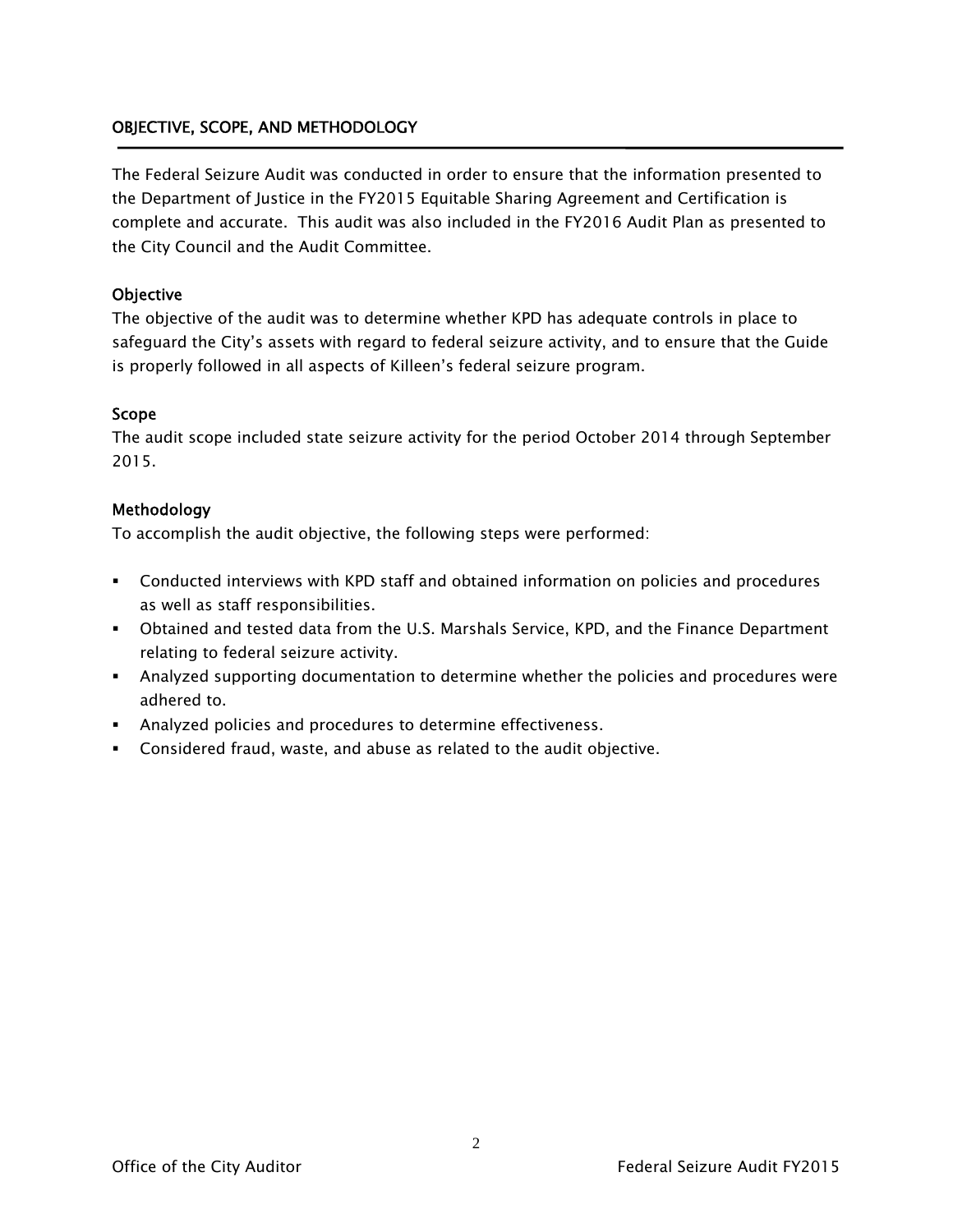## OBJECTIVE, SCOPE, AND METHODOLOGY

The Federal Seizure Audit was conducted in order to ensure that the information presented to the Department of Justice in the FY2015 Equitable Sharing Agreement and Certification is complete and accurate. This audit was also included in the FY2016 Audit Plan as presented to the City Council and the Audit Committee.

### Objective

The objective of the audit was to determine whether KPD has adequate controls in place to safeguard the City's assets with regard to federal seizure activity, and to ensure that the Guide is properly followed in all aspects of Killeen's federal seizure program.

### Scope

The audit scope included state seizure activity for the period October 2014 through September 2015.

### Methodology

To accomplish the audit objective, the following steps were performed:

- Conducted interviews with KPD staff and obtained information on policies and procedures as well as staff responsibilities.
- Obtained and tested data from the U.S. Marshals Service, KPD, and the Finance Department relating to federal seizure activity.
- Analyzed supporting documentation to determine whether the policies and procedures were adhered to.
- Analyzed policies and procedures to determine effectiveness.
- Considered fraud, waste, and abuse as related to the audit objective.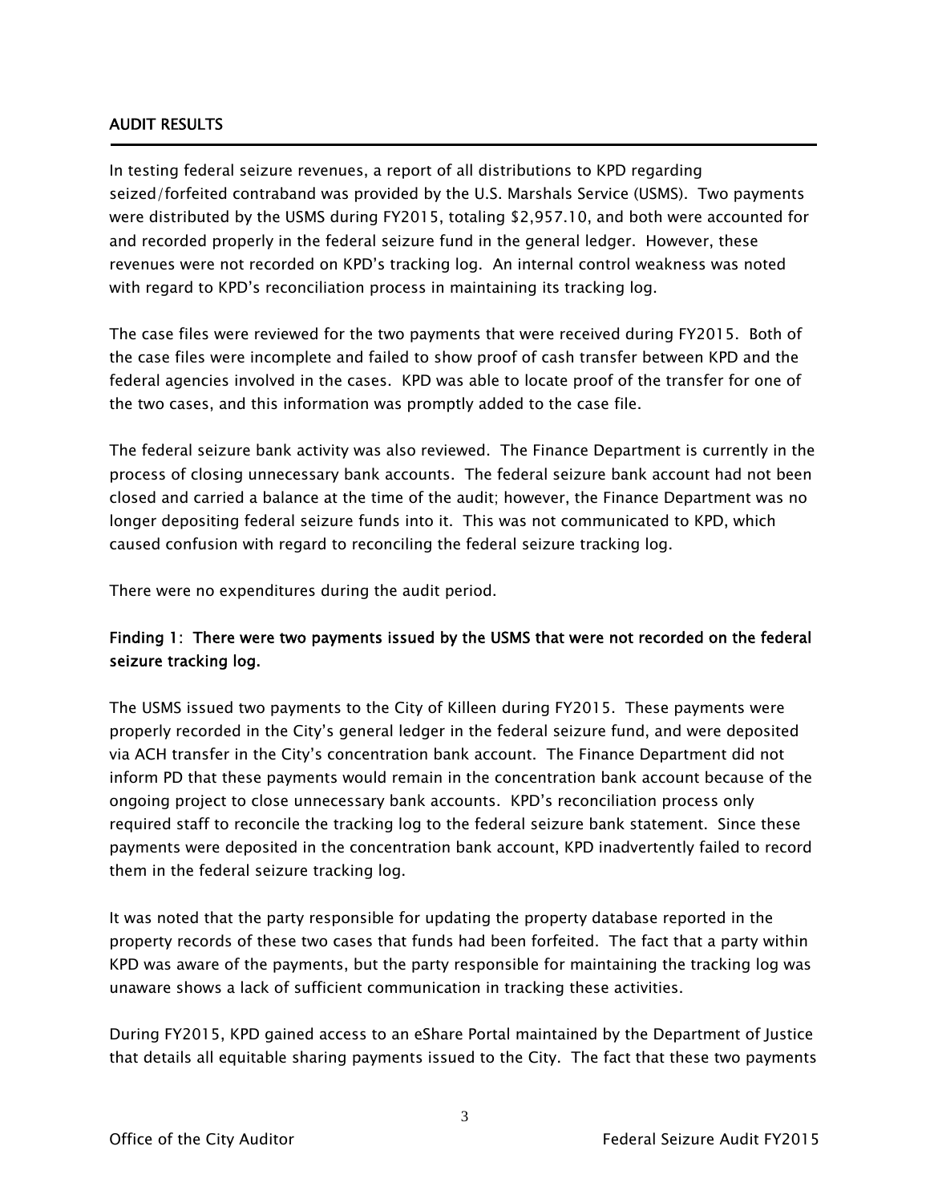## AUDIT RESULTS

In testing federal seizure revenues, a report of all distributions to KPD regarding seized/forfeited contraband was provided by the U.S. Marshals Service (USMS). Two payments were distributed by the USMS during FY2015, totaling $2,957.10, and both were accounted for and recorded properly in the federal seizure fund in the general ledger. However, these revenues were not recorded on KPD's tracking log. An internal control weakness was noted with regard to KPD's reconciliation process in maintaining its tracking log.

The case files were reviewed for the two payments that were received during FY2015. Both of the case files were incomplete and failed to show proof of cash transfer between KPD and the federal agencies involved in the cases. KPD was able to locate proof of the transfer for one of the two cases, and this information was promptly added to the case file.

The federal seizure bank activity was also reviewed. The Finance Department is currently in the process of closing unnecessary bank accounts. The federal seizure bank account had not been closed and carried a balance at the time of the audit; however, the Finance Department was no longer depositing federal seizure funds into it. This was not communicated to KPD, which caused confusion with regard to reconciling the federal seizure tracking log.

There were no expenditures during the audit period.

### Finding 1: There were two payments issued by the USMS that were not recorded on the federal seizure tracking log.

The USMS issued two payments to the City of Killeen during FY2015. These payments were properly recorded in the City's general ledger in the federal seizure fund, and were deposited via ACH transfer in the City's concentration bank account. The Finance Department did not inform PD that these payments would remain in the concentration bank account because of the ongoing project to close unnecessary bank accounts. KPD's reconciliation process only required staff to reconcile the tracking log to the federal seizure bank statement. Since these payments were deposited in the concentration bank account, KPD inadvertently failed to record them in the federal seizure tracking log.

It was noted that the party responsible for updating the property database reported in the property records of these two cases that funds had been forfeited. The fact that a party within KPD was aware of the payments, but the party responsible for maintaining the tracking log was unaware shows a lack of sufficient communication in tracking these activities.

During FY2015, KPD gained access to an eShare Portal maintained by the Department of Justice that details all equitable sharing payments issued to the City. The fact that these two payments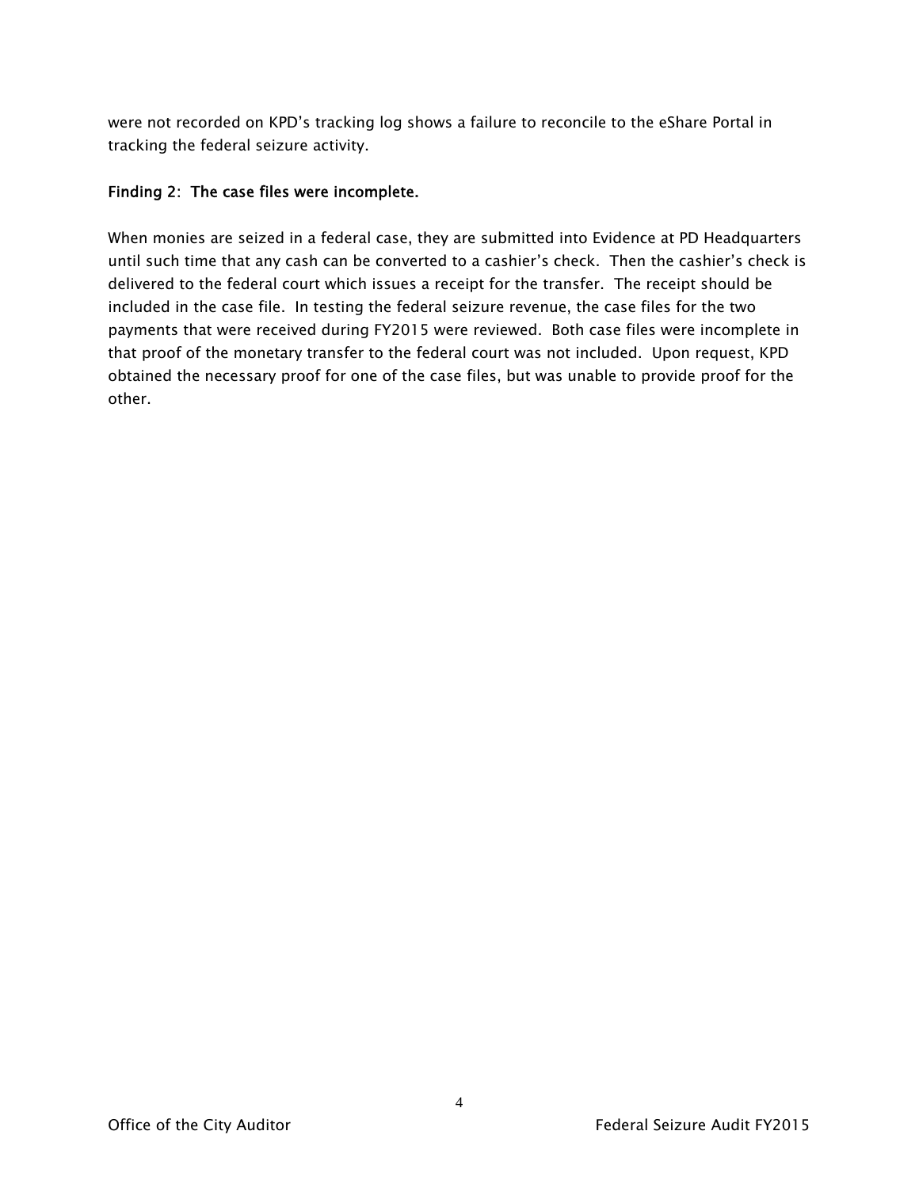were not recorded on KPD's tracking log shows a failure to reconcile to the eShare Portal in tracking the federal seizure activity.

**Finding 2: The case files were incomplete.**

When monies are seized in a federal case, they are submitted into Evidence at PD Headquarters until such time that any cash can be converted to a cashier's check. Then the cashier's check is delivered to the federal court which issues a receipt for the transfer. The receipt should be included in the case file. In testing the federal seizure revenue, the case files for the two payments that were received during FY2015 were reviewed. Both case files were incomplete in that proof of the monetary transfer to the federal court was not included. Upon request, KPD obtained the necessary proof for one of the case files, but was unable to provide proof for the other.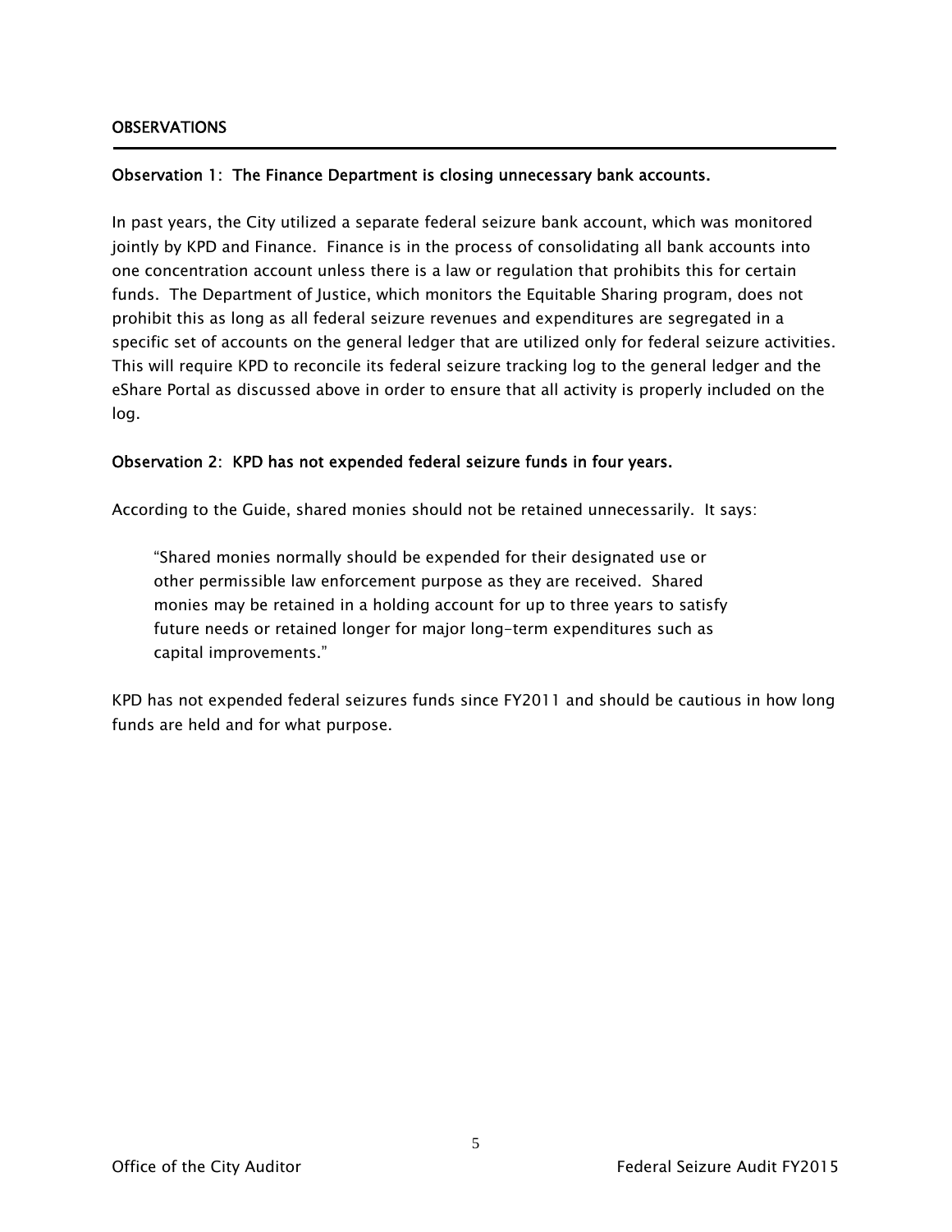## OBSERVATIONS

### Observation 1: The Finance Department is closing unnecessary bank accounts.

In past years, the City utilized a separate federal seizure bank account, which was monitored jointly by KPD and Finance. Finance is in the process of consolidating all bank accounts into one concentration account unless there is a law or regulation that prohibits this for certain funds. The Department of Justice, which monitors the Equitable Sharing program, does not prohibit this as long as all federal seizure revenues and expenditures are segregated in a specific set of accounts on the general ledger that are utilized only for federal seizure activities. This will require KPD to reconcile its federal seizure tracking log to the general ledger and the eShare Portal as discussed above in order to ensure that all activity is properly included on the log.

### Observation 2: KPD has not expended federal seizure funds in four years.

According to the Guide, shared monies should not be retained unnecessarily. It says:

> "Shared monies normally should be expended for their designated use or other permissible law enforcement purpose as they are received. Shared monies may be retained in a holding account for up to three years to satisfy future needs or retained longer for major long-term expenditures such as capital improvements."

KPD has not expended federal seizures funds since FY2011 and should be cautious in how long funds are held and for what purpose.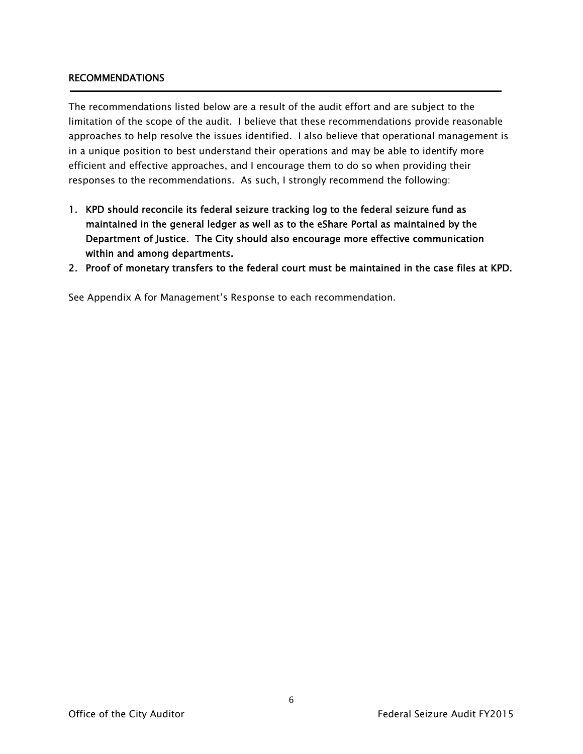## RECOMMENDATIONS

The recommendations listed below are a result of the audit effort and are subject to the limitation of the scope of the audit. I believe that these recommendations provide reasonable approaches to help resolve the issues identified. I also believe that operational management is in a unique position to best understand their operations and may be able to identify more efficient and effective approaches, and I encourage them to do so when providing their responses to the recommendations. As such, I strongly recommend the following:

1. **KPD should reconcile its federal seizure tracking log to the federal seizure fund as maintained in the general ledger as well as to the eShare Portal as maintained by the Department of Justice. The City should also encourage more effective communication within and among departments.**
2. **Proof of monetary transfers to the federal court must be maintained in the case files at KPD.**

See Appendix A for Management's Response to each recommendation.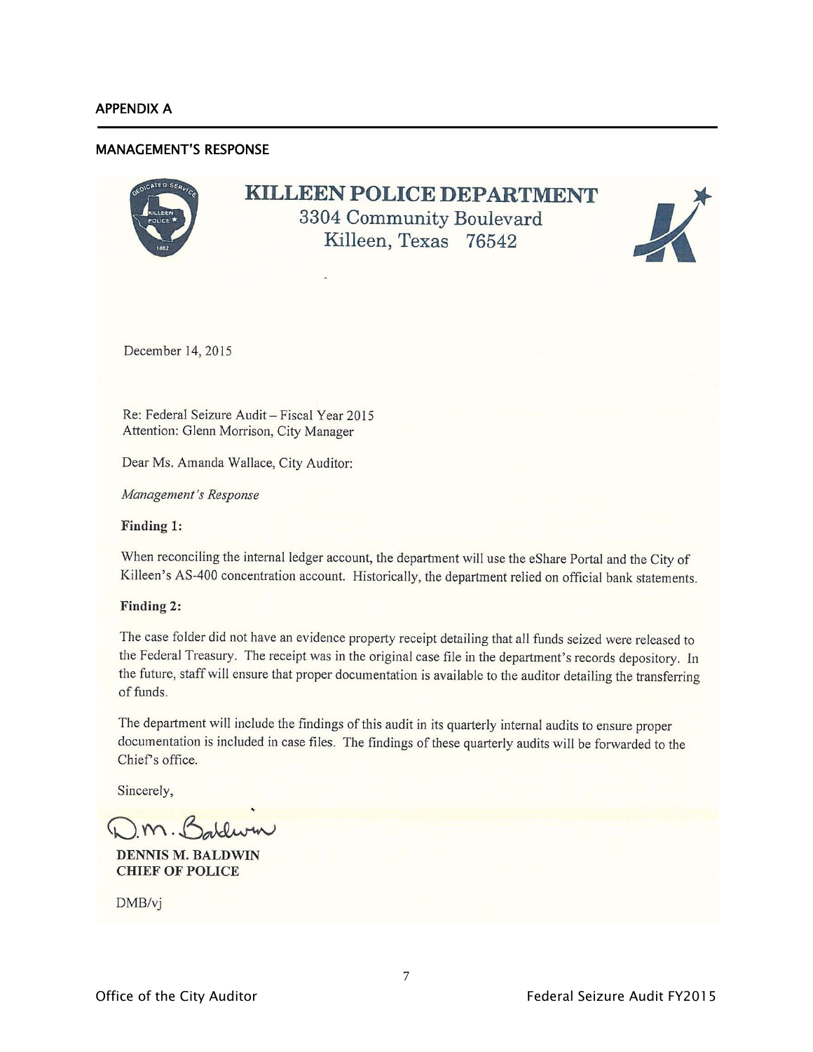## APPENDIX A

## MANAGEMENT'S RESPONSE

**KILLEEN POLICE DEPARTMENT**
3304 Community Boulevard
Killeen, Texas 76542

December 14, 2015

Re: Federal Seizure Audit – Fiscal Year 2015
Attention: Glenn Morrison, City Manager

Dear Ms. Amanda Wallace, City Auditor:

*Management's Response*

**Finding 1:**

When reconciling the internal ledger account, the department will use the eShare Portal and the City of Killeen's AS-400 concentration account. Historically, the department relied on official bank statements.

**Finding 2:**

The case folder did not have an evidence property receipt detailing that all funds seized were released to the Federal Treasury. The receipt was in the original case file in the department's records depository. In the future, staff will ensure that proper documentation is available to the auditor detailing the transferring of funds.

The department will include the findings of this audit in its quarterly internal audits to ensure proper documentation is included in case files. The findings of these quarterly audits will be forwarded to the Chief's office.

Sincerely,

D.M. Baldwin

**DENNIS M. BALDWIN**
**CHIEF OF POLICE**

DMB/vj